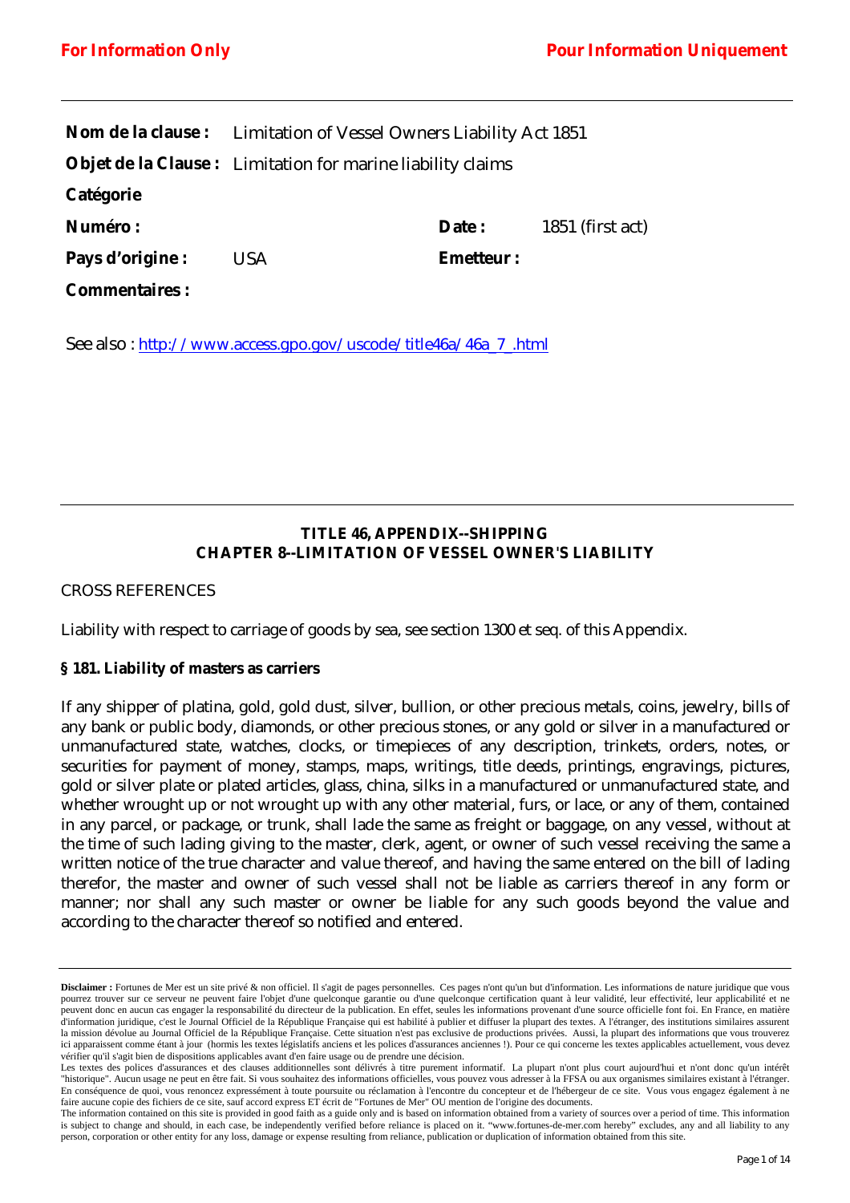**For Information Only** **Pour Information Uniquement**

| | | | |
|---|---|---|---|
| **Nom de la clause :** | Limitation of Vessel Owners Liability Act 1851 | | |
| **Objet de la Clause :** | Limitation for marine liability claims | | |
| **Catégorie** | | | |
| **Numéro :** | | **Date :** | 1851 (first act) |
| **Pays d'origine :** | USA | **Emetteur :** | |
| **Commentaires :** | | | |

See also : [http://www.access.gpo.gov/uscode/title46a/46a_7_.html](http://www.access.gpo.gov/uscode/title46a/46a_7_.html)

---

## TITLE 46, APPENDIX--SHIPPING
## CHAPTER 8--LIMITATION OF VESSEL OWNER'S LIABILITY

CROSS REFERENCES

Liability with respect to carriage of goods by sea, see section 1300 et seq. of this Appendix.

**§ 181. Liability of masters as carriers**

If any shipper of platina, gold, gold dust, silver, bullion, or other precious metals, coins, jewelry, bills of any bank or public body, diamonds, or other precious stones, or any gold or silver in a manufactured or unmanufactured state, watches, clocks, or timepieces of any description, trinkets, orders, notes, or securities for payment of money, stamps, maps, writings, title deeds, printings, engravings, pictures, gold or silver plate or plated articles, glass, china, silks in a manufactured or unmanufactured state, and whether wrought up or not wrought up with any other material, furs, or lace, or any of them, contained in any parcel, or package, or trunk, shall lade the same as freight or baggage, on any vessel, without at the time of such lading giving to the master, clerk, agent, or owner of such vessel receiving the same a written notice of the true character and value thereof, and having the same entered on the bill of lading therefor, the master and owner of such vessel shall not be liable as carriers thereof in any form or manner; nor shall any such master or owner be liable for any such goods beyond the value and according to the character thereof so notified and entered.

---

**Disclaimer :** Fortunes de Mer est un site privé & non officiel. Il s'agit de pages personnelles. Ces pages n'ont qu'un but d'information. Les informations de nature juridique que vous pourrez trouver sur ce serveur ne peuvent faire l'objet d'une quelconque garantie ou d'une quelconque certification quant à leur validité, leur effectivité, leur applicabilité et ne peuvent donc en aucun cas engager la responsabilité du directeur de la publication. En effet, seules les informations provenant d'une source officielle font foi. En France, en matière d'information juridique, c'est le Journal Officiel de la République Française qui est habilité à publier et diffuser la plupart des textes. A l'étranger, des institutions similaires assurent la mission dévolue au Journal Officiel de la République Française. Cette situation n'est pas exclusive de productions privées. Aussi, la plupart des informations que vous trouverez ici apparaissent comme étant à jour (hormis les textes législatifs anciens et les polices d'assurances anciennes !). Pour ce qui concerne les textes applicables actuellement, vous devez vérifier qu'il s'agit bien de dispositions applicables avant d'en faire usage ou de prendre une décision.
Les textes des polices d'assurances et des clauses additionnelles sont délivrés à titre purement informatif. La plupart n'ont plus court aujourd'hui et n'ont donc qu'un intérêt "historique". Aucun usage ne peut en être fait. Si vous souhaitez des informations officielles, vous pouvez vous adresser à la FFSA ou aux organismes similaires existant à l'étranger. En conséquence de quoi, vous renoncez expressément à toute poursuite ou réclamation à l'encontre du concepteur et de l'hébergeur de ce site. Vous vous engagez également à ne faire aucune copie des fichiers de ce site, sauf accord express ET écrit de "Fortunes de Mer" OU mention de l'origine des documents.
The information contained on this site is provided in good faith as a guide only and is based on information obtained from a variety of sources over a period of time. This information is subject to change and should, in each case, be independently verified before reliance is placed on it. "www.fortunes-de-mer.com hereby" excludes, any and all liability to any person, corporation or other entity for any loss, damage or expense resulting from reliance, publication or duplication of information obtained from this site.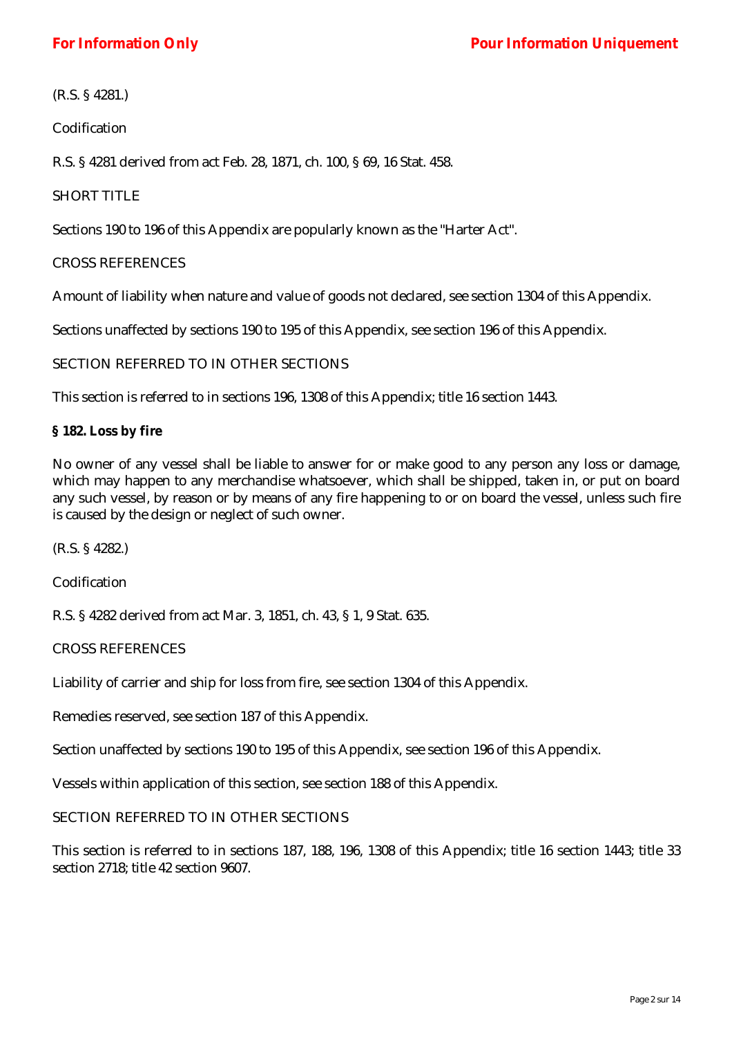(R.S. § 4281.)

Codification

R.S. § 4281 derived from act Feb. 28, 1871, ch. 100, § 69, 16 Stat. 458.

SHORT TITLE

Sections 190 to 196 of this Appendix are popularly known as the "Harter Act".

CROSS REFERENCES

Amount of liability when nature and value of goods not declared, see section 1304 of this Appendix.

Sections unaffected by sections 190 to 195 of this Appendix, see section 196 of this Appendix.

SECTION REFERRED TO IN OTHER SECTIONS

This section is referred to in sections 196, 1308 of this Appendix; title 16 section 1443.

**§ 182. Loss by fire**

No owner of any vessel shall be liable to answer for or make good to any person any loss or damage, which may happen to any merchandise whatsoever, which shall be shipped, taken in, or put on board any such vessel, by reason or by means of any fire happening to or on board the vessel, unless such fire is caused by the design or neglect of such owner.

(R.S. § 4282.)

Codification

R.S. § 4282 derived from act Mar. 3, 1851, ch. 43, § 1, 9 Stat. 635.

CROSS REFERENCES

Liability of carrier and ship for loss from fire, see section 1304 of this Appendix.

Remedies reserved, see section 187 of this Appendix.

Section unaffected by sections 190 to 195 of this Appendix, see section 196 of this Appendix.

Vessels within application of this section, see section 188 of this Appendix.

SECTION REFERRED TO IN OTHER SECTIONS

This section is referred to in sections 187, 188, 196, 1308 of this Appendix; title 16 section 1443; title 33 section 2718; title 42 section 9607.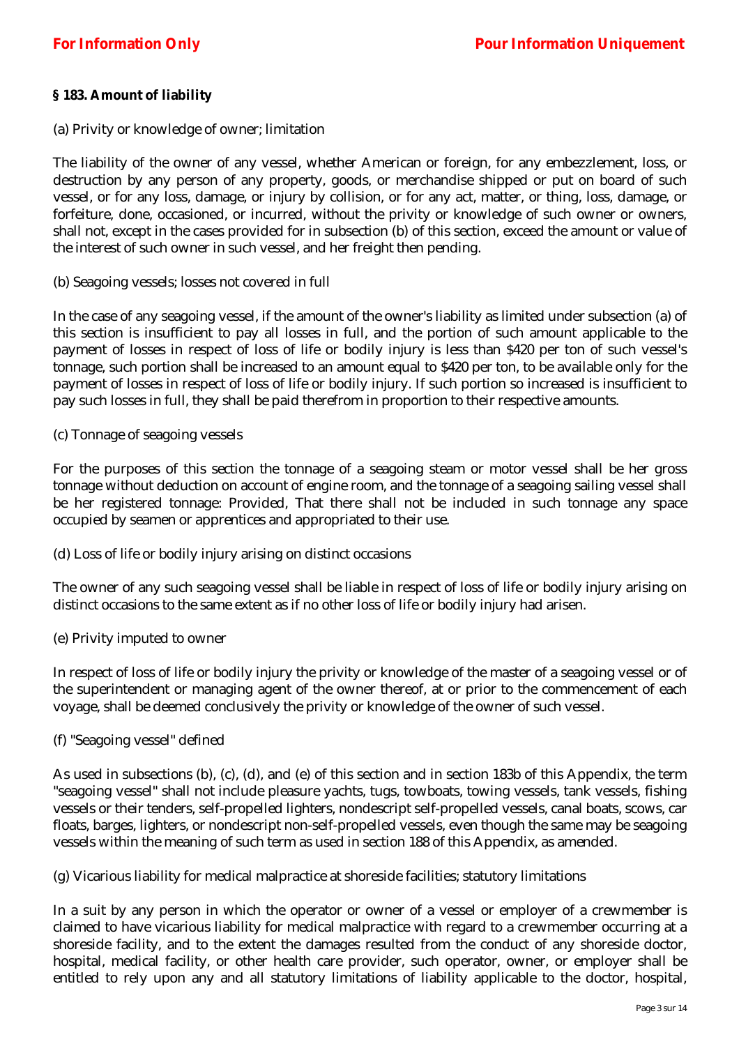### § 183. Amount of liability

(a) Privity or knowledge of owner; limitation

The liability of the owner of any vessel, whether American or foreign, for any embezzlement, loss, or destruction by any person of any property, goods, or merchandise shipped or put on board of such vessel, or for any loss, damage, or injury by collision, or for any act, matter, or thing, loss, damage, or forfeiture, done, occasioned, or incurred, without the privity or knowledge of such owner or owners, shall not, except in the cases provided for in subsection (b) of this section, exceed the amount or value of the interest of such owner in such vessel, and her freight then pending.

(b) Seagoing vessels; losses not covered in full

In the case of any seagoing vessel, if the amount of the owner's liability as limited under subsection (a) of this section is insufficient to pay all losses in full, and the portion of such amount applicable to the payment of losses in respect of loss of life or bodily injury is less than $420 per ton of such vessel's tonnage, such portion shall be increased to an amount equal to $420 per ton, to be available only for the payment of losses in respect of loss of life or bodily injury. If such portion so increased is insufficient to pay such losses in full, they shall be paid therefrom in proportion to their respective amounts.

(c) Tonnage of seagoing vessels

For the purposes of this section the tonnage of a seagoing steam or motor vessel shall be her gross tonnage without deduction on account of engine room, and the tonnage of a seagoing sailing vessel shall be her registered tonnage: Provided, That there shall not be included in such tonnage any space occupied by seamen or apprentices and appropriated to their use.

(d) Loss of life or bodily injury arising on distinct occasions

The owner of any such seagoing vessel shall be liable in respect of loss of life or bodily injury arising on distinct occasions to the same extent as if no other loss of life or bodily injury had arisen.

(e) Privity imputed to owner

In respect of loss of life or bodily injury the privity or knowledge of the master of a seagoing vessel or of the superintendent or managing agent of the owner thereof, at or prior to the commencement of each voyage, shall be deemed conclusively the privity or knowledge of the owner of such vessel.

(f) "Seagoing vessel" defined

As used in subsections (b), (c), (d), and (e) of this section and in section 183b of this Appendix, the term "seagoing vessel" shall not include pleasure yachts, tugs, towboats, towing vessels, tank vessels, fishing vessels or their tenders, self-propelled lighters, nondescript self-propelled vessels, canal boats, scows, car floats, barges, lighters, or nondescript non-self-propelled vessels, even though the same may be seagoing vessels within the meaning of such term as used in section 188 of this Appendix, as amended.

(g) Vicarious liability for medical malpractice at shoreside facilities; statutory limitations

In a suit by any person in which the operator or owner of a vessel or employer of a crewmember is claimed to have vicarious liability for medical malpractice with regard to a crewmember occurring at a shoreside facility, and to the extent the damages resulted from the conduct of any shoreside doctor, hospital, medical facility, or other health care provider, such operator, owner, or employer shall be entitled to rely upon any and all statutory limitations of liability applicable to the doctor, hospital,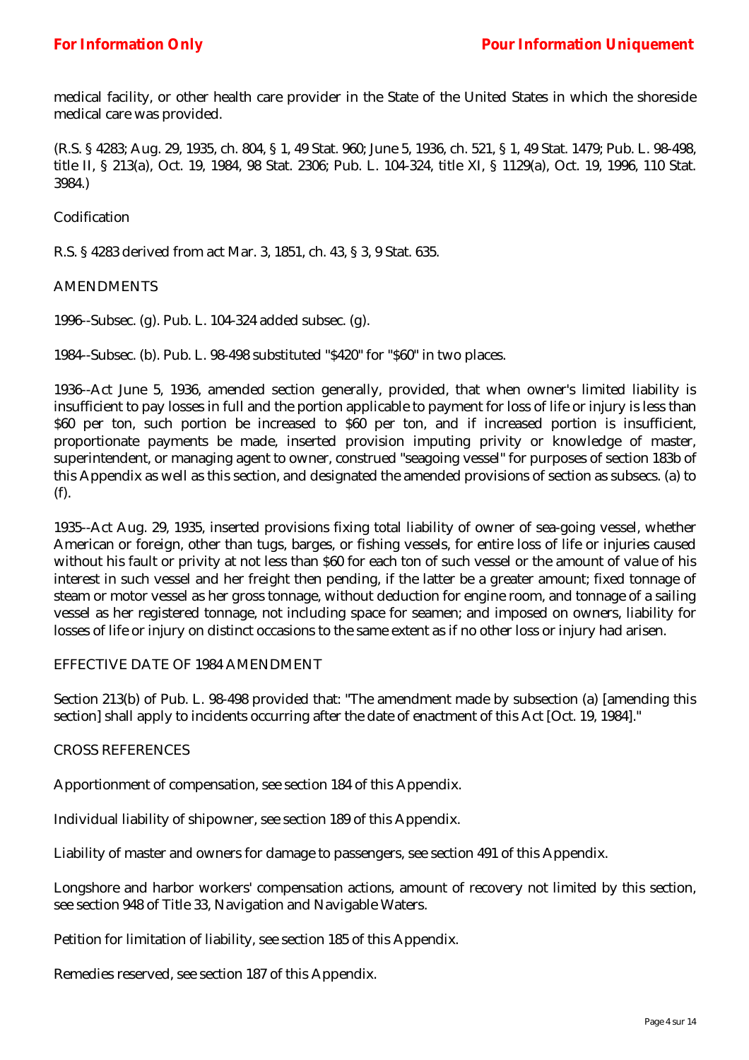medical facility, or other health care provider in the State of the United States in which the shoreside medical care was provided.

(R.S. § 4283; Aug. 29, 1935, ch. 804, § 1, 49 Stat. 960; June 5, 1936, ch. 521, § 1, 49 Stat. 1479; Pub. L. 98-498, title II, § 213(a), Oct. 19, 1984, 98 Stat. 2306; Pub. L. 104-324, title XI, § 1129(a), Oct. 19, 1996, 110 Stat. 3984.)

Codification

R.S. § 4283 derived from act Mar. 3, 1851, ch. 43, § 3, 9 Stat. 635.

AMENDMENTS

1996--Subsec. (g). Pub. L. 104-324 added subsec. (g).

1984--Subsec. (b). Pub. L. 98-498 substituted "$420" for "$60" in two places.

1936--Act June 5, 1936, amended section generally, provided, that when owner's limited liability is insufficient to pay losses in full and the portion applicable to payment for loss of life or injury is less than $60 per ton, such portion be increased to $60 per ton, and if increased portion is insufficient, proportionate payments be made, inserted provision imputing privity or knowledge of master, superintendent, or managing agent to owner, construed "seagoing vessel" for purposes of section 183b of this Appendix as well as this section, and designated the amended provisions of section as subsecs. (a) to (f).

1935--Act Aug. 29, 1935, inserted provisions fixing total liability of owner of sea-going vessel, whether American or foreign, other than tugs, barges, or fishing vessels, for entire loss of life or injuries caused without his fault or privity at not less than $60 for each ton of such vessel or the amount of value of his interest in such vessel and her freight then pending, if the latter be a greater amount; fixed tonnage of steam or motor vessel as her gross tonnage, without deduction for engine room, and tonnage of a sailing vessel as her registered tonnage, not including space for seamen; and imposed on owners, liability for losses of life or injury on distinct occasions to the same extent as if no other loss or injury had arisen.

EFFECTIVE DATE OF 1984 AMENDMENT

Section 213(b) of Pub. L. 98-498 provided that: "The amendment made by subsection (a) [amending this section] shall apply to incidents occurring after the date of enactment of this Act [Oct. 19, 1984]."

CROSS REFERENCES

Apportionment of compensation, see section 184 of this Appendix.

Individual liability of shipowner, see section 189 of this Appendix.

Liability of master and owners for damage to passengers, see section 491 of this Appendix.

Longshore and harbor workers' compensation actions, amount of recovery not limited by this section, see section 948 of Title 33, Navigation and Navigable Waters.

Petition for limitation of liability, see section 185 of this Appendix.

Remedies reserved, see section 187 of this Appendix.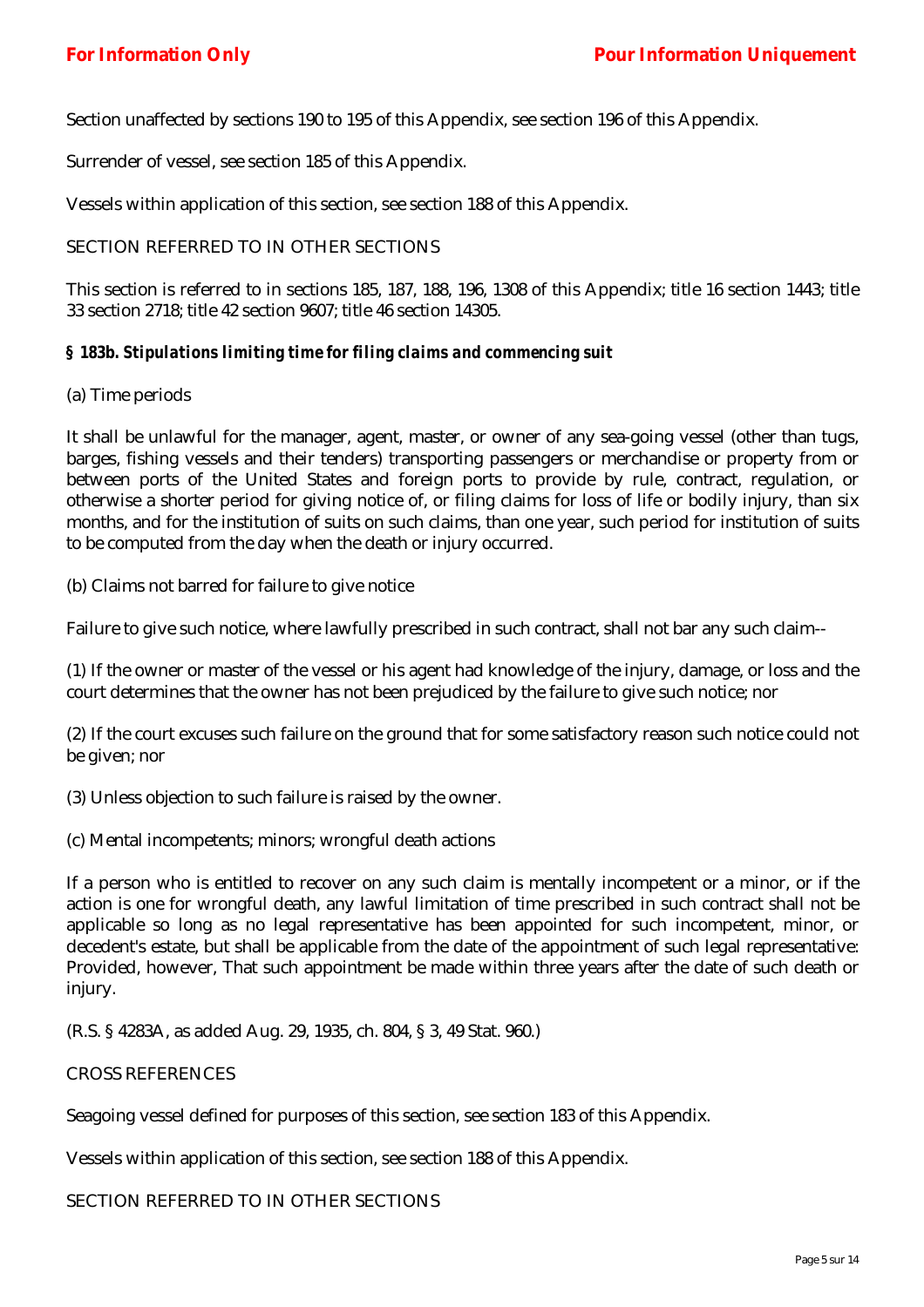Section unaffected by sections 190 to 195 of this Appendix, see section 196 of this Appendix.

Surrender of vessel, see section 185 of this Appendix.

Vessels within application of this section, see section 188 of this Appendix.

SECTION REFERRED TO IN OTHER SECTIONS

This section is referred to in sections 185, 187, 188, 196, 1308 of this Appendix; title 16 section 1443; title 33 section 2718; title 42 section 9607; title 46 section 14305.

***§ 183b. Stipulations limiting time for filing claims and commencing suit***

(a) Time periods

It shall be unlawful for the manager, agent, master, or owner of any sea-going vessel (other than tugs, barges, fishing vessels and their tenders) transporting passengers or merchandise or property from or between ports of the United States and foreign ports to provide by rule, contract, regulation, or otherwise a shorter period for giving notice of, or filing claims for loss of life or bodily injury, than six months, and for the institution of suits on such claims, than one year, such period for institution of suits to be computed from the day when the death or injury occurred.

(b) Claims not barred for failure to give notice

Failure to give such notice, where lawfully prescribed in such contract, shall not bar any such claim--

(1) If the owner or master of the vessel or his agent had knowledge of the injury, damage, or loss and the court determines that the owner has not been prejudiced by the failure to give such notice; nor

(2) If the court excuses such failure on the ground that for some satisfactory reason such notice could not be given; nor

(3) Unless objection to such failure is raised by the owner.

(c) Mental incompetents; minors; wrongful death actions

If a person who is entitled to recover on any such claim is mentally incompetent or a minor, or if the action is one for wrongful death, any lawful limitation of time prescribed in such contract shall not be applicable so long as no legal representative has been appointed for such incompetent, minor, or decedent's estate, but shall be applicable from the date of the appointment of such legal representative: Provided, however, That such appointment be made within three years after the date of such death or injury.

(R.S. § 4283A, as added Aug. 29, 1935, ch. 804, § 3, 49 Stat. 960.)

CROSS REFERENCES

Seagoing vessel defined for purposes of this section, see section 183 of this Appendix.

Vessels within application of this section, see section 188 of this Appendix.

SECTION REFERRED TO IN OTHER SECTIONS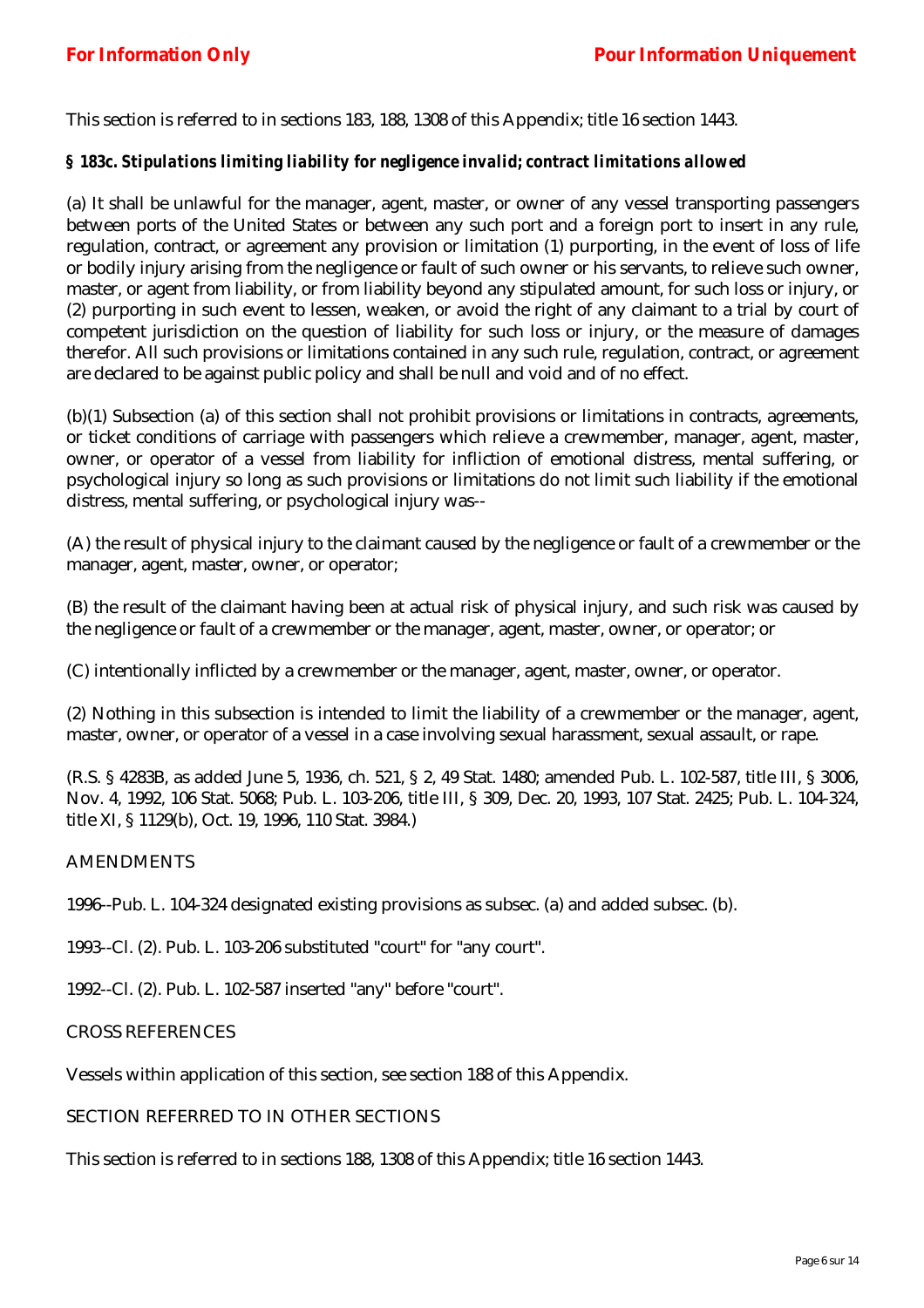This section is referred to in sections 183, 188, 1308 of this Appendix; title 16 section 1443.

### *§ 183c. Stipulations limiting liability for negligence invalid; contract limitations allowed*

(a) It shall be unlawful for the manager, agent, master, or owner of any vessel transporting passengers between ports of the United States or between any such port and a foreign port to insert in any rule, regulation, contract, or agreement any provision or limitation (1) purporting, in the event of loss of life or bodily injury arising from the negligence or fault of such owner or his servants, to relieve such owner, master, or agent from liability, or from liability beyond any stipulated amount, for such loss or injury, or (2) purporting in such event to lessen, weaken, or avoid the right of any claimant to a trial by court of competent jurisdiction on the question of liability for such loss or injury, or the measure of damages therefor. All such provisions or limitations contained in any such rule, regulation, contract, or agreement are declared to be against public policy and shall be null and void and of no effect.

(b)(1) Subsection (a) of this section shall not prohibit provisions or limitations in contracts, agreements, or ticket conditions of carriage with passengers which relieve a crewmember, manager, agent, master, owner, or operator of a vessel from liability for infliction of emotional distress, mental suffering, or psychological injury so long as such provisions or limitations do not limit such liability if the emotional distress, mental suffering, or psychological injury was--

(A) the result of physical injury to the claimant caused by the negligence or fault of a crewmember or the manager, agent, master, owner, or operator;

(B) the result of the claimant having been at actual risk of physical injury, and such risk was caused by the negligence or fault of a crewmember or the manager, agent, master, owner, or operator; or

(C) intentionally inflicted by a crewmember or the manager, agent, master, owner, or operator.

(2) Nothing in this subsection is intended to limit the liability of a crewmember or the manager, agent, master, owner, or operator of a vessel in a case involving sexual harassment, sexual assault, or rape.

(R.S. § 4283B, as added June 5, 1936, ch. 521, § 2, 49 Stat. 1480; amended Pub. L. 102-587, title III, § 3006, Nov. 4, 1992, 106 Stat. 5068; Pub. L. 103-206, title III, § 309, Dec. 20, 1993, 107 Stat. 2425; Pub. L. 104-324, title XI, § 1129(b), Oct. 19, 1996, 110 Stat. 3984.)

AMENDMENTS

1996--Pub. L. 104-324 designated existing provisions as subsec. (a) and added subsec. (b).

1993--Cl. (2). Pub. L. 103-206 substituted "court" for "any court".

1992--Cl. (2). Pub. L. 102-587 inserted "any" before "court".

CROSS REFERENCES

Vessels within application of this section, see section 188 of this Appendix.

SECTION REFERRED TO IN OTHER SECTIONS

This section is referred to in sections 188, 1308 of this Appendix; title 16 section 1443.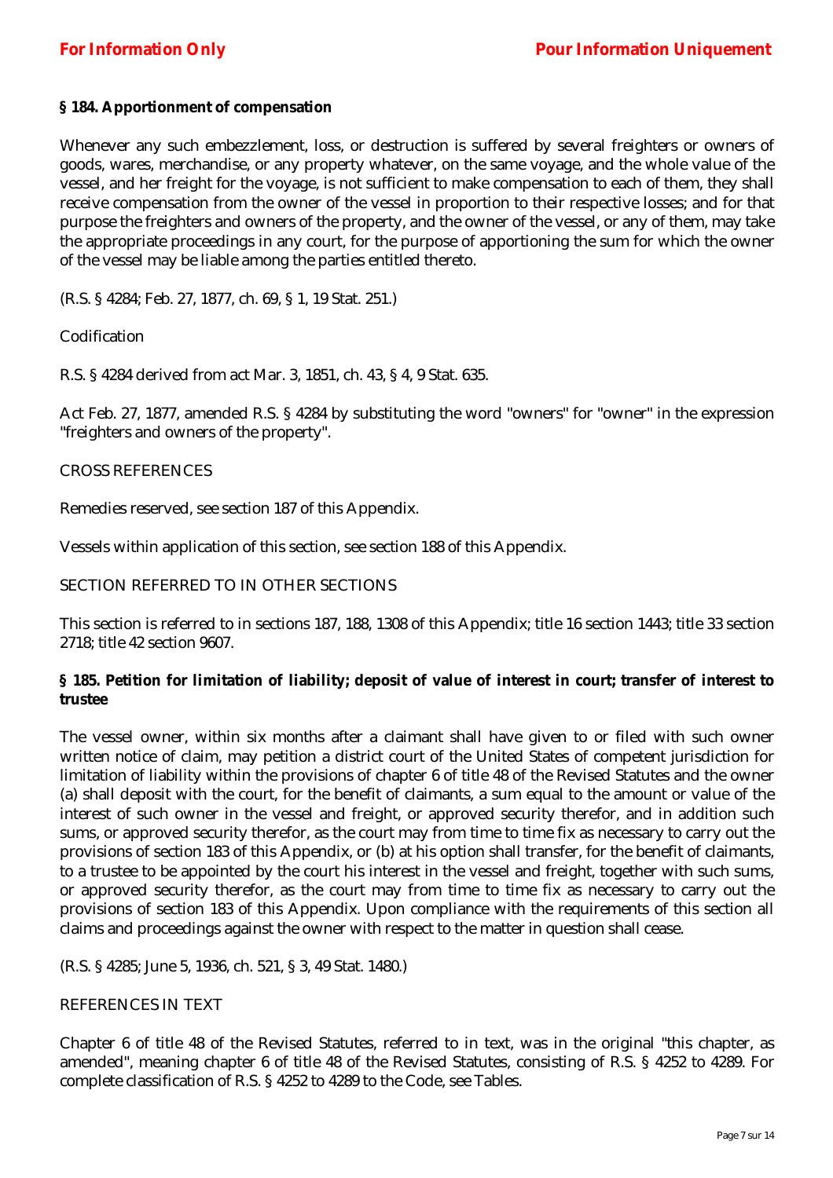### § 184. Apportionment of compensation

Whenever any such embezzlement, loss, or destruction is suffered by several freighters or owners of goods, wares, merchandise, or any property whatever, on the same voyage, and the whole value of the vessel, and her freight for the voyage, is not sufficient to make compensation to each of them, they shall receive compensation from the owner of the vessel in proportion to their respective losses; and for that purpose the freighters and owners of the property, and the owner of the vessel, or any of them, may take the appropriate proceedings in any court, for the purpose of apportioning the sum for which the owner of the vessel may be liable among the parties entitled thereto.

(R.S. § 4284; Feb. 27, 1877, ch. 69, § 1, 19 Stat. 251.)

Codification

R.S. § 4284 derived from act Mar. 3, 1851, ch. 43, § 4, 9 Stat. 635.

Act Feb. 27, 1877, amended R.S. § 4284 by substituting the word "owners" for "owner" in the expression "freighters and owners of the property".

CROSS REFERENCES

Remedies reserved, see section 187 of this Appendix.

Vessels within application of this section, see section 188 of this Appendix.

SECTION REFERRED TO IN OTHER SECTIONS

This section is referred to in sections 187, 188, 1308 of this Appendix; title 16 section 1443; title 33 section 2718; title 42 section 9607.

### § 185. Petition for limitation of liability; deposit of value of interest in court; transfer of interest to trustee

The vessel owner, within six months after a claimant shall have given to or filed with such owner written notice of claim, may petition a district court of the United States of competent jurisdiction for limitation of liability within the provisions of chapter 6 of title 48 of the Revised Statutes and the owner (a) shall deposit with the court, for the benefit of claimants, a sum equal to the amount or value of the interest of such owner in the vessel and freight, or approved security therefor, and in addition such sums, or approved security therefor, as the court may from time to time fix as necessary to carry out the provisions of section 183 of this Appendix, or (b) at his option shall transfer, for the benefit of claimants, to a trustee to be appointed by the court his interest in the vessel and freight, together with such sums, or approved security therefor, as the court may from time to time fix as necessary to carry out the provisions of section 183 of this Appendix. Upon compliance with the requirements of this section all claims and proceedings against the owner with respect to the matter in question shall cease.

(R.S. § 4285; June 5, 1936, ch. 521, § 3, 49 Stat. 1480.)

REFERENCES IN TEXT

Chapter 6 of title 48 of the Revised Statutes, referred to in text, was in the original "this chapter, as amended", meaning chapter 6 of title 48 of the Revised Statutes, consisting of R.S. § 4252 to 4289. For complete classification of R.S. § 4252 to 4289 to the Code, see Tables.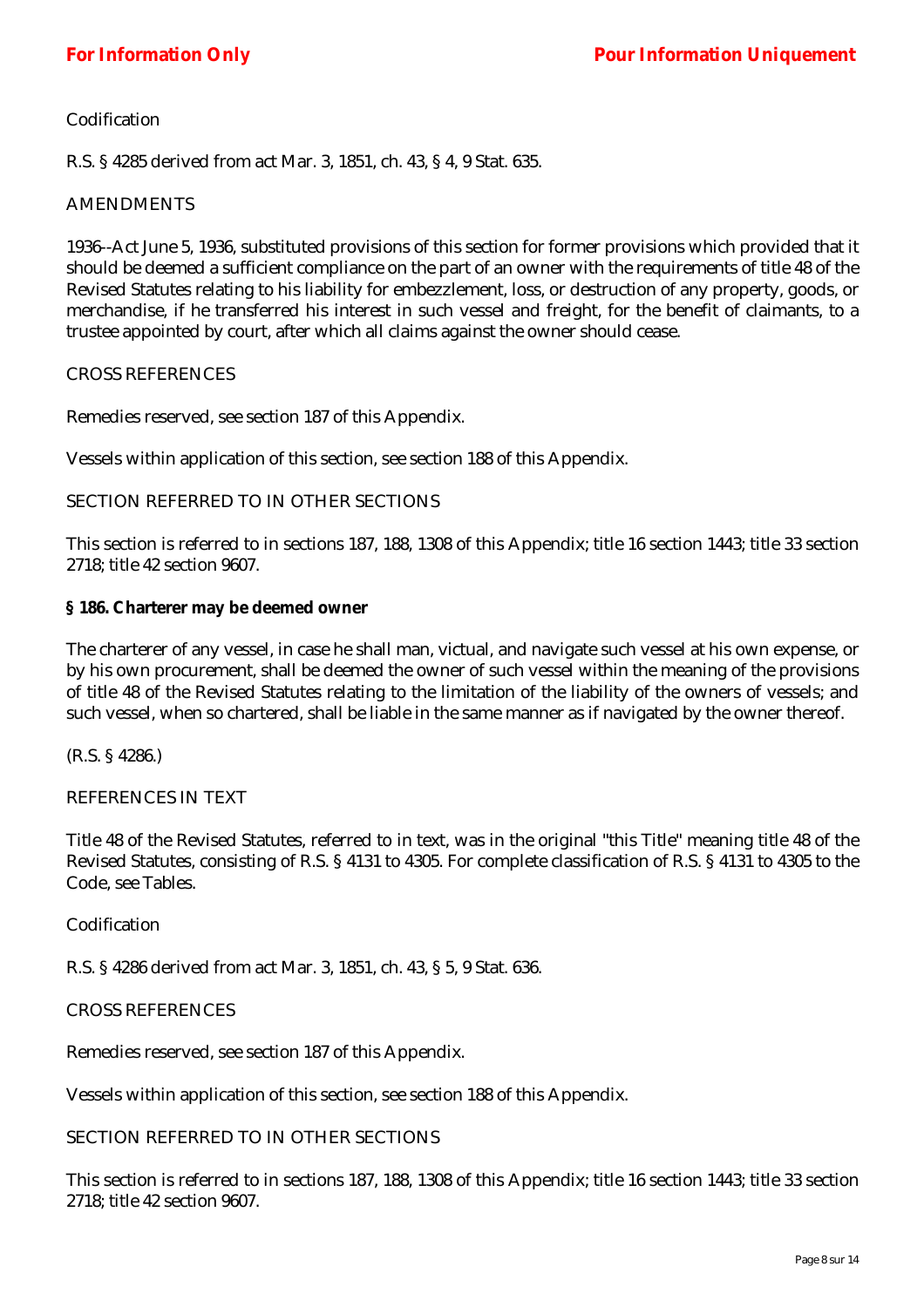Codification

R.S. § 4285 derived from act Mar. 3, 1851, ch. 43, § 4, 9 Stat. 635.

AMENDMENTS

1936--Act June 5, 1936, substituted provisions of this section for former provisions which provided that it should be deemed a sufficient compliance on the part of an owner with the requirements of title 48 of the Revised Statutes relating to his liability for embezzlement, loss, or destruction of any property, goods, or merchandise, if he transferred his interest in such vessel and freight, for the benefit of claimants, to a trustee appointed by court, after which all claims against the owner should cease.

CROSS REFERENCES

Remedies reserved, see section 187 of this Appendix.

Vessels within application of this section, see section 188 of this Appendix.

SECTION REFERRED TO IN OTHER SECTIONS

This section is referred to in sections 187, 188, 1308 of this Appendix; title 16 section 1443; title 33 section 2718; title 42 section 9607.

**§ 186. Charterer may be deemed owner**

The charterer of any vessel, in case he shall man, victual, and navigate such vessel at his own expense, or by his own procurement, shall be deemed the owner of such vessel within the meaning of the provisions of title 48 of the Revised Statutes relating to the limitation of the liability of the owners of vessels; and such vessel, when so chartered, shall be liable in the same manner as if navigated by the owner thereof.

(R.S. § 4286.)

REFERENCES IN TEXT

Title 48 of the Revised Statutes, referred to in text, was in the original "this Title" meaning title 48 of the Revised Statutes, consisting of R.S. § 4131 to 4305. For complete classification of R.S. § 4131 to 4305 to the Code, see Tables.

Codification

R.S. § 4286 derived from act Mar. 3, 1851, ch. 43, § 5, 9 Stat. 636.

CROSS REFERENCES

Remedies reserved, see section 187 of this Appendix.

Vessels within application of this section, see section 188 of this Appendix.

SECTION REFERRED TO IN OTHER SECTIONS

This section is referred to in sections 187, 188, 1308 of this Appendix; title 16 section 1443; title 33 section 2718; title 42 section 9607.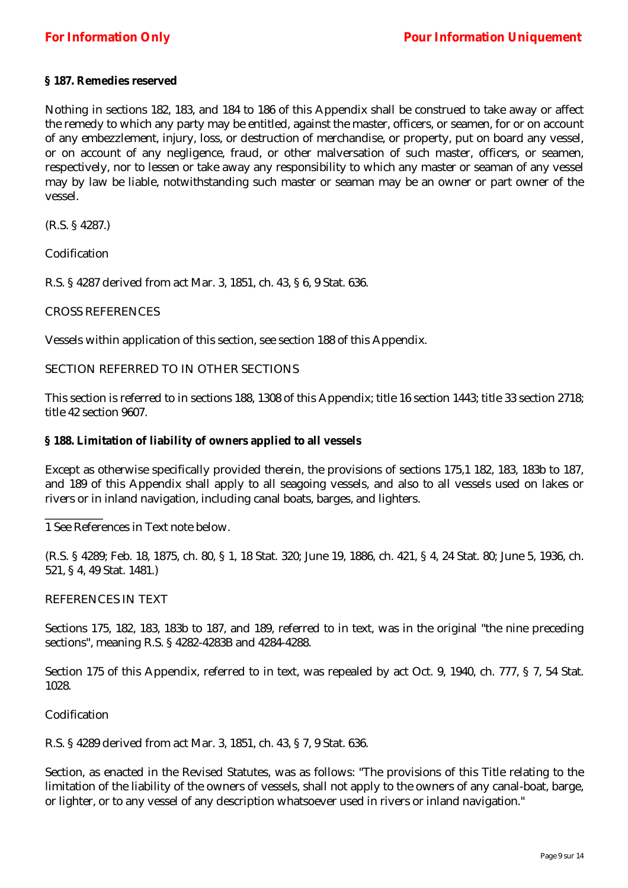**§ 187. Remedies reserved**

Nothing in sections 182, 183, and 184 to 186 of this Appendix shall be construed to take away or affect the remedy to which any party may be entitled, against the master, officers, or seamen, for or on account of any embezzlement, injury, loss, or destruction of merchandise, or property, put on board any vessel, or on account of any negligence, fraud, or other malversation of such master, officers, or seamen, respectively, nor to lessen or take away any responsibility to which any master or seaman of any vessel may by law be liable, notwithstanding such master or seaman may be an owner or part owner of the vessel.

(R.S. § 4287.)

Codification

R.S. § 4287 derived from act Mar. 3, 1851, ch. 43, § 6, 9 Stat. 636.

CROSS REFERENCES

Vessels within application of this section, see section 188 of this Appendix.

SECTION REFERRED TO IN OTHER SECTIONS

This section is referred to in sections 188, 1308 of this Appendix; title 16 section 1443; title 33 section 2718; title 42 section 9607.

**§ 188. Limitation of liability of owners applied to all vessels**

Except as otherwise specifically provided therein, the provisions of sections 175,[1] 182, 183, 183b to 187, and 189 of this Appendix shall apply to all seagoing vessels, and also to all vessels used on lakes or rivers or in inland navigation, including canal boats, barges, and lighters.

---

1 See References in Text note below.

(R.S. § 4289; Feb. 18, 1875, ch. 80, § 1, 18 Stat. 320; June 19, 1886, ch. 421, § 4, 24 Stat. 80; June 5, 1936, ch. 521, § 4, 49 Stat. 1481.)

REFERENCES IN TEXT

Sections 175, 182, 183, 183b to 187, and 189, referred to in text, was in the original "the nine preceding sections", meaning R.S. § 4282-4283B and 4284-4288.

Section 175 of this Appendix, referred to in text, was repealed by act Oct. 9, 1940, ch. 777, § 7, 54 Stat. 1028.

Codification

R.S. § 4289 derived from act Mar. 3, 1851, ch. 43, § 7, 9 Stat. 636.

Section, as enacted in the Revised Statutes, was as follows: "The provisions of this Title relating to the limitation of the liability of the owners of vessels, shall not apply to the owners of any canal-boat, barge, or lighter, or to any vessel of any description whatsoever used in rivers or inland navigation."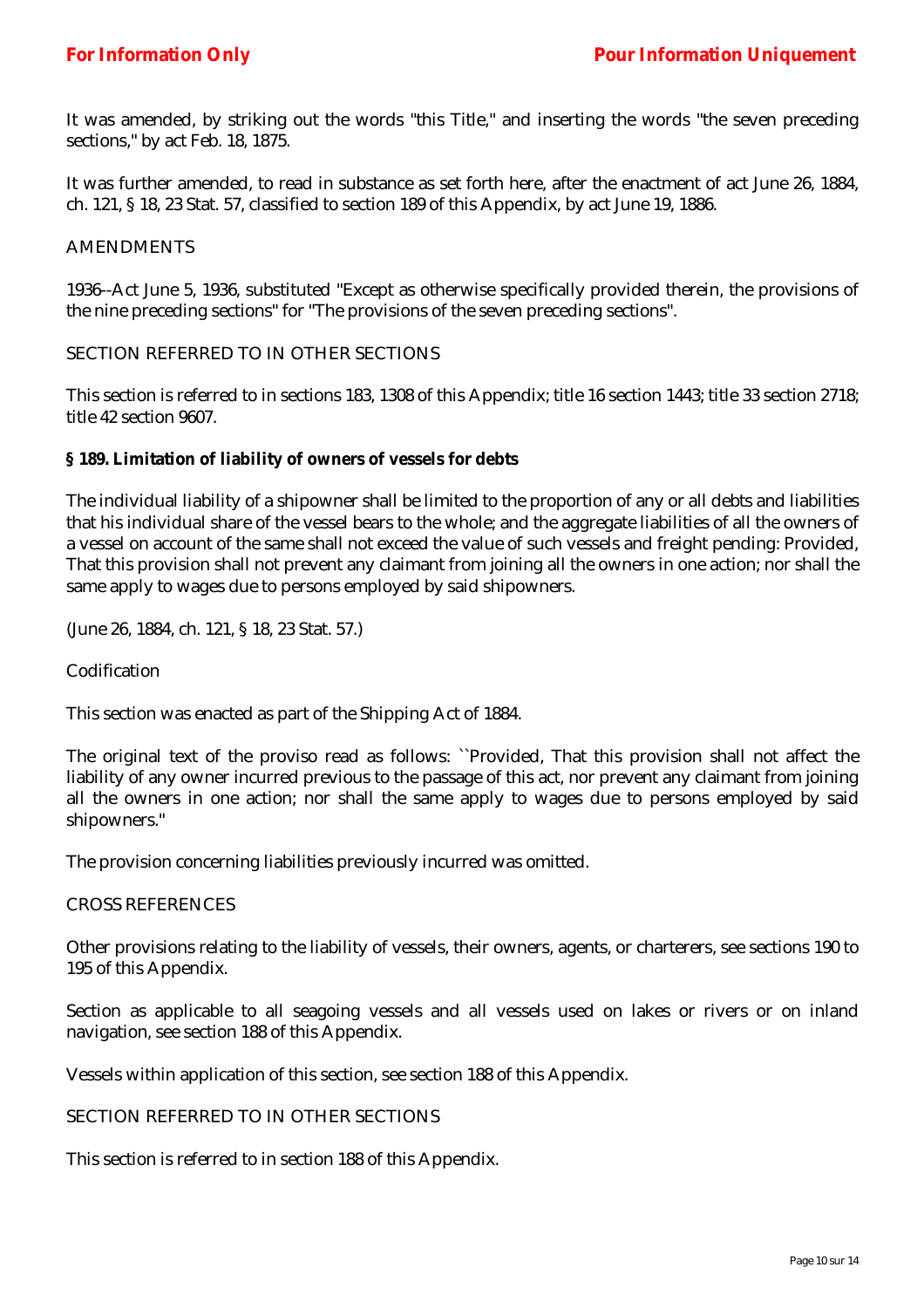It was amended, by striking out the words "this Title," and inserting the words "the seven preceding sections," by act Feb. 18, 1875.

It was further amended, to read in substance as set forth here, after the enactment of act June 26, 1884, ch. 121, § 18, 23 Stat. 57, classified to section 189 of this Appendix, by act June 19, 1886.

AMENDMENTS

1936--Act June 5, 1936, substituted "Except as otherwise specifically provided therein, the provisions of the nine preceding sections" for "The provisions of the seven preceding sections".

SECTION REFERRED TO IN OTHER SECTIONS

This section is referred to in sections 183, 1308 of this Appendix; title 16 section 1443; title 33 section 2718; title 42 section 9607.

**§ 189. Limitation of liability of owners of vessels for debts**

The individual liability of a shipowner shall be limited to the proportion of any or all debts and liabilities that his individual share of the vessel bears to the whole; and the aggregate liabilities of all the owners of a vessel on account of the same shall not exceed the value of such vessels and freight pending: Provided, That this provision shall not prevent any claimant from joining all the owners in one action; nor shall the same apply to wages due to persons employed by said shipowners.

(June 26, 1884, ch. 121, § 18, 23 Stat. 57.)

Codification

This section was enacted as part of the Shipping Act of 1884.

The original text of the proviso read as follows: ``Provided, That this provision shall not affect the liability of any owner incurred previous to the passage of this act, nor prevent any claimant from joining all the owners in one action; nor shall the same apply to wages due to persons employed by said shipowners."

The provision concerning liabilities previously incurred was omitted.

CROSS REFERENCES

Other provisions relating to the liability of vessels, their owners, agents, or charterers, see sections 190 to 195 of this Appendix.

Section as applicable to all seagoing vessels and all vessels used on lakes or rivers or on inland navigation, see section 188 of this Appendix.

Vessels within application of this section, see section 188 of this Appendix.

SECTION REFERRED TO IN OTHER SECTIONS

This section is referred to in section 188 of this Appendix.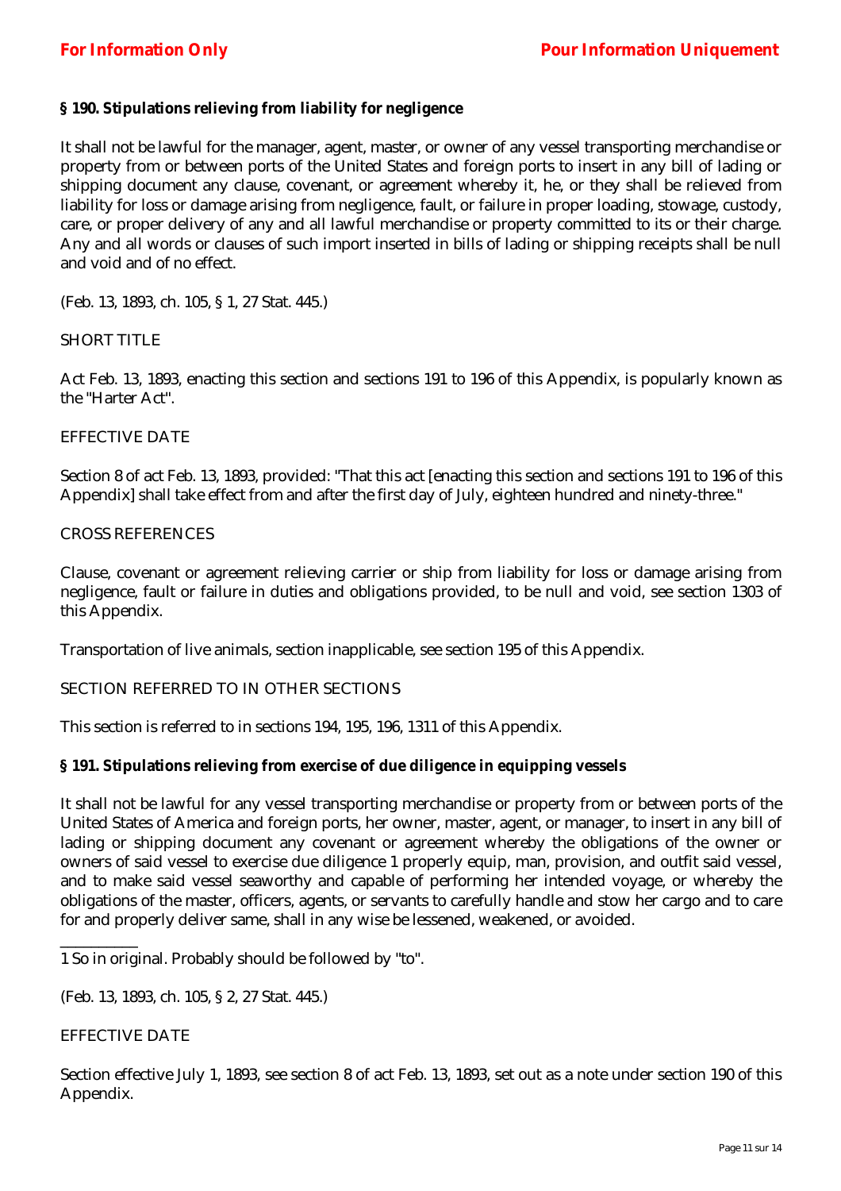### § 190. Stipulations relieving from liability for negligence

It shall not be lawful for the manager, agent, master, or owner of any vessel transporting merchandise or property from or between ports of the United States and foreign ports to insert in any bill of lading or shipping document any clause, covenant, or agreement whereby it, he, or they shall be relieved from liability for loss or damage arising from negligence, fault, or failure in proper loading, stowage, custody, care, or proper delivery of any and all lawful merchandise or property committed to its or their charge. Any and all words or clauses of such import inserted in bills of lading or shipping receipts shall be null and void and of no effect.

(Feb. 13, 1893, ch. 105, § 1, 27 Stat. 445.)

SHORT TITLE

Act Feb. 13, 1893, enacting this section and sections 191 to 196 of this Appendix, is popularly known as the "Harter Act".

EFFECTIVE DATE

Section 8 of act Feb. 13, 1893, provided: "That this act [enacting this section and sections 191 to 196 of this Appendix] shall take effect from and after the first day of July, eighteen hundred and ninety-three."

CROSS REFERENCES

Clause, covenant or agreement relieving carrier or ship from liability for loss or damage arising from negligence, fault or failure in duties and obligations provided, to be null and void, see section 1303 of this Appendix.

Transportation of live animals, section inapplicable, see section 195 of this Appendix.

SECTION REFERRED TO IN OTHER SECTIONS

This section is referred to in sections 194, 195, 196, 1311 of this Appendix.

### § 191. Stipulations relieving from exercise of due diligence in equipping vessels

It shall not be lawful for any vessel transporting merchandise or property from or between ports of the United States of America and foreign ports, her owner, master, agent, or manager, to insert in any bill of lading or shipping document any covenant or agreement whereby the obligations of the owner or owners of said vessel to exercise due diligence [1] properly equip, man, provision, and outfit said vessel, and to make said vessel seaworthy and capable of performing her intended voyage, or whereby the obligations of the master, officers, agents, or servants to carefully handle and stow her cargo and to care for and properly deliver same, shall in any wise be lessened, weakened, or avoided.

---

1 So in original. Probably should be followed by "to".

(Feb. 13, 1893, ch. 105, § 2, 27 Stat. 445.)

EFFECTIVE DATE

Section effective July 1, 1893, see section 8 of act Feb. 13, 1893, set out as a note under section 190 of this Appendix.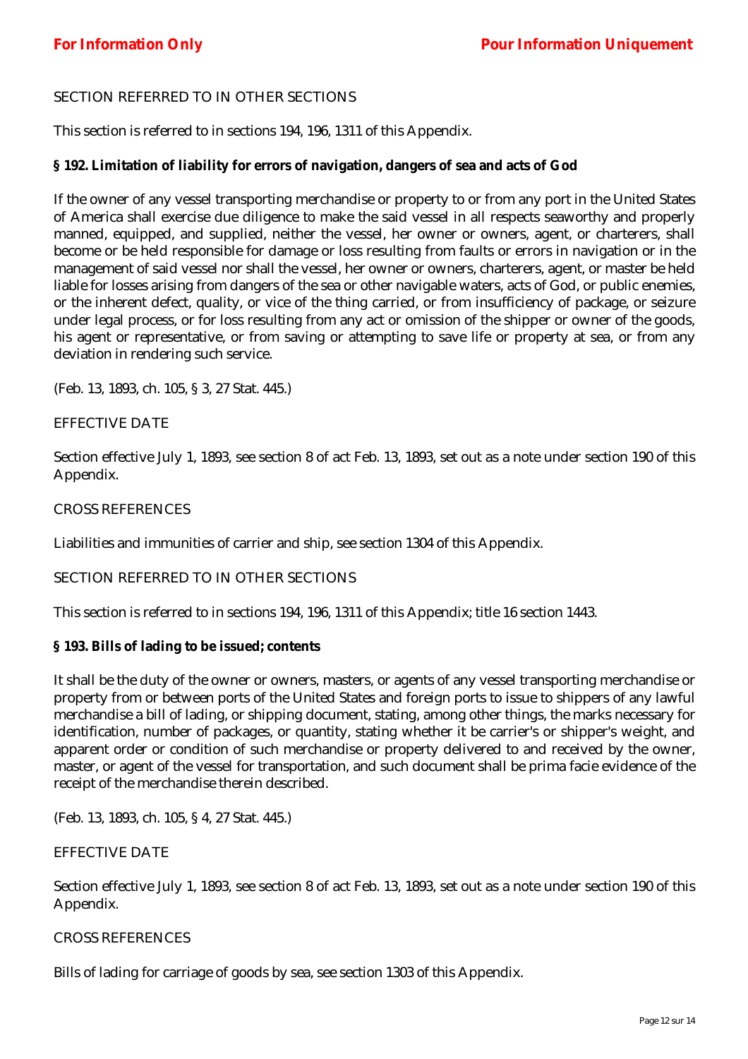SECTION REFERRED TO IN OTHER SECTIONS

This section is referred to in sections 194, 196, 1311 of this Appendix.

**§ 192. Limitation of liability for errors of navigation, dangers of sea and acts of God**

If the owner of any vessel transporting merchandise or property to or from any port in the United States of America shall exercise due diligence to make the said vessel in all respects seaworthy and properly manned, equipped, and supplied, neither the vessel, her owner or owners, agent, or charterers, shall become or be held responsible for damage or loss resulting from faults or errors in navigation or in the management of said vessel nor shall the vessel, her owner or owners, charterers, agent, or master be held liable for losses arising from dangers of the sea or other navigable waters, acts of God, or public enemies, or the inherent defect, quality, or vice of the thing carried, or from insufficiency of package, or seizure under legal process, or for loss resulting from any act or omission of the shipper or owner of the goods, his agent or representative, or from saving or attempting to save life or property at sea, or from any deviation in rendering such service.

(Feb. 13, 1893, ch. 105, § 3, 27 Stat. 445.)

EFFECTIVE DATE

Section effective July 1, 1893, see section 8 of act Feb. 13, 1893, set out as a note under section 190 of this Appendix.

CROSS REFERENCES

Liabilities and immunities of carrier and ship, see section 1304 of this Appendix.

SECTION REFERRED TO IN OTHER SECTIONS

This section is referred to in sections 194, 196, 1311 of this Appendix; title 16 section 1443.

**§ 193. Bills of lading to be issued; contents**

It shall be the duty of the owner or owners, masters, or agents of any vessel transporting merchandise or property from or between ports of the United States and foreign ports to issue to shippers of any lawful merchandise a bill of lading, or shipping document, stating, among other things, the marks necessary for identification, number of packages, or quantity, stating whether it be carrier's or shipper's weight, and apparent order or condition of such merchandise or property delivered to and received by the owner, master, or agent of the vessel for transportation, and such document shall be prima facie evidence of the receipt of the merchandise therein described.

(Feb. 13, 1893, ch. 105, § 4, 27 Stat. 445.)

EFFECTIVE DATE

Section effective July 1, 1893, see section 8 of act Feb. 13, 1893, set out as a note under section 190 of this Appendix.

CROSS REFERENCES

Bills of lading for carriage of goods by sea, see section 1303 of this Appendix.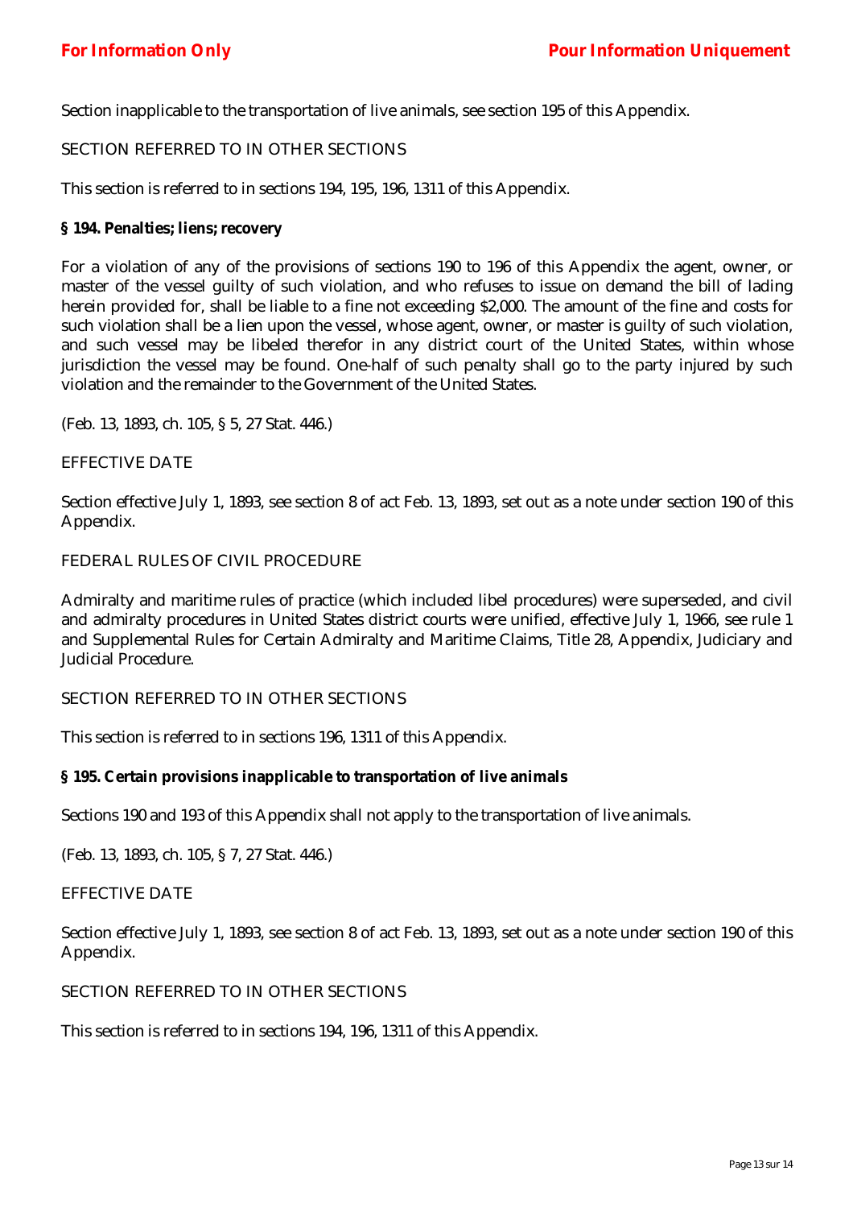Section inapplicable to the transportation of live animals, see section 195 of this Appendix.

SECTION REFERRED TO IN OTHER SECTIONS

This section is referred to in sections 194, 195, 196, 1311 of this Appendix.

**§ 194. Penalties; liens; recovery**

For a violation of any of the provisions of sections 190 to 196 of this Appendix the agent, owner, or master of the vessel guilty of such violation, and who refuses to issue on demand the bill of lading herein provided for, shall be liable to a fine not exceeding $2,000. The amount of the fine and costs for such violation shall be a lien upon the vessel, whose agent, owner, or master is guilty of such violation, and such vessel may be libeled therefor in any district court of the United States, within whose jurisdiction the vessel may be found. One-half of such penalty shall go to the party injured by such violation and the remainder to the Government of the United States.

(Feb. 13, 1893, ch. 105, § 5, 27 Stat. 446.)

EFFECTIVE DATE

Section effective July 1, 1893, see section 8 of act Feb. 13, 1893, set out as a note under section 190 of this Appendix.

FEDERAL RULES OF CIVIL PROCEDURE

Admiralty and maritime rules of practice (which included libel procedures) were superseded, and civil and admiralty procedures in United States district courts were unified, effective July 1, 1966, see rule 1 and Supplemental Rules for Certain Admiralty and Maritime Claims, Title 28, Appendix, Judiciary and Judicial Procedure.

SECTION REFERRED TO IN OTHER SECTIONS

This section is referred to in sections 196, 1311 of this Appendix.

**§ 195. Certain provisions inapplicable to transportation of live animals**

Sections 190 and 193 of this Appendix shall not apply to the transportation of live animals.

(Feb. 13, 1893, ch. 105, § 7, 27 Stat. 446.)

EFFECTIVE DATE

Section effective July 1, 1893, see section 8 of act Feb. 13, 1893, set out as a note under section 190 of this Appendix.

SECTION REFERRED TO IN OTHER SECTIONS

This section is referred to in sections 194, 196, 1311 of this Appendix.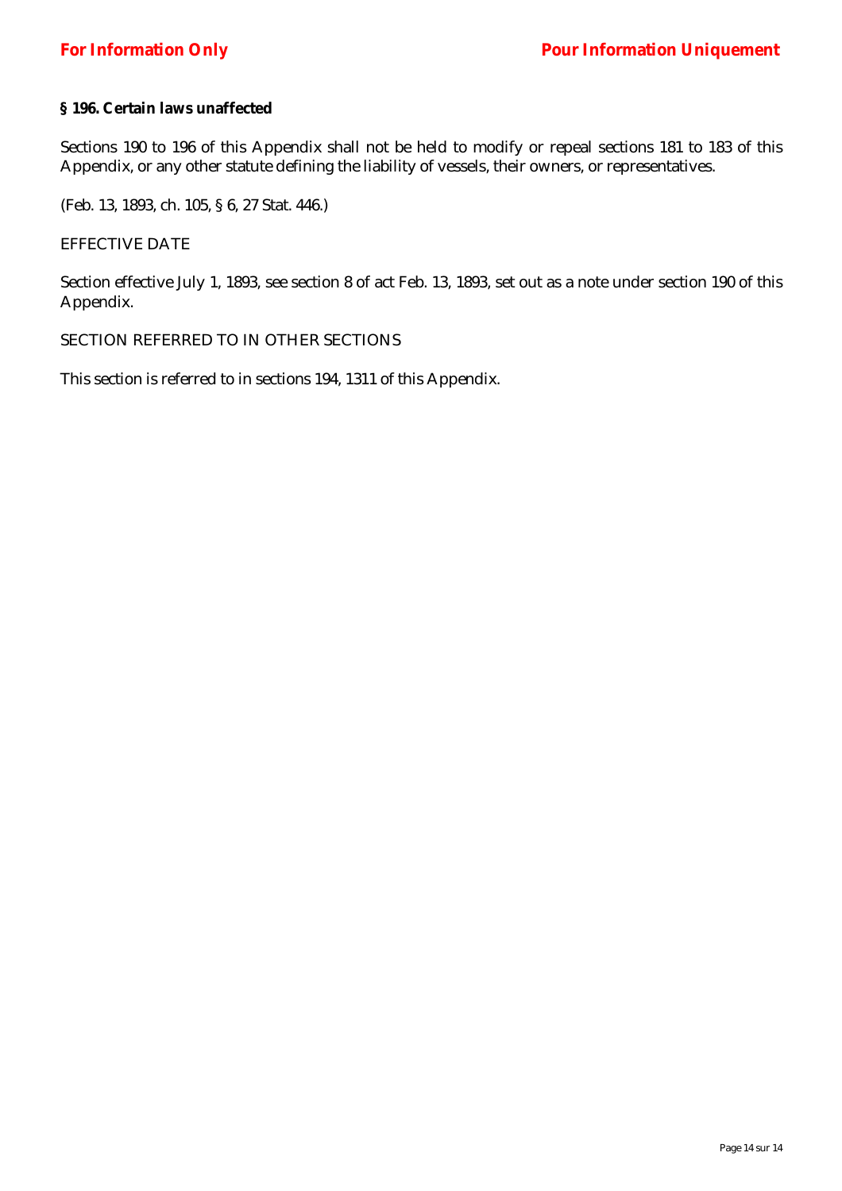**§ 196. Certain laws unaffected**

Sections 190 to 196 of this Appendix shall not be held to modify or repeal sections 181 to 183 of this Appendix, or any other statute defining the liability of vessels, their owners, or representatives.

(Feb. 13, 1893, ch. 105, § 6, 27 Stat. 446.)

EFFECTIVE DATE

Section effective July 1, 1893, see section 8 of act Feb. 13, 1893, set out as a note under section 190 of this Appendix.

SECTION REFERRED TO IN OTHER SECTIONS

This section is referred to in sections 194, 1311 of this Appendix.